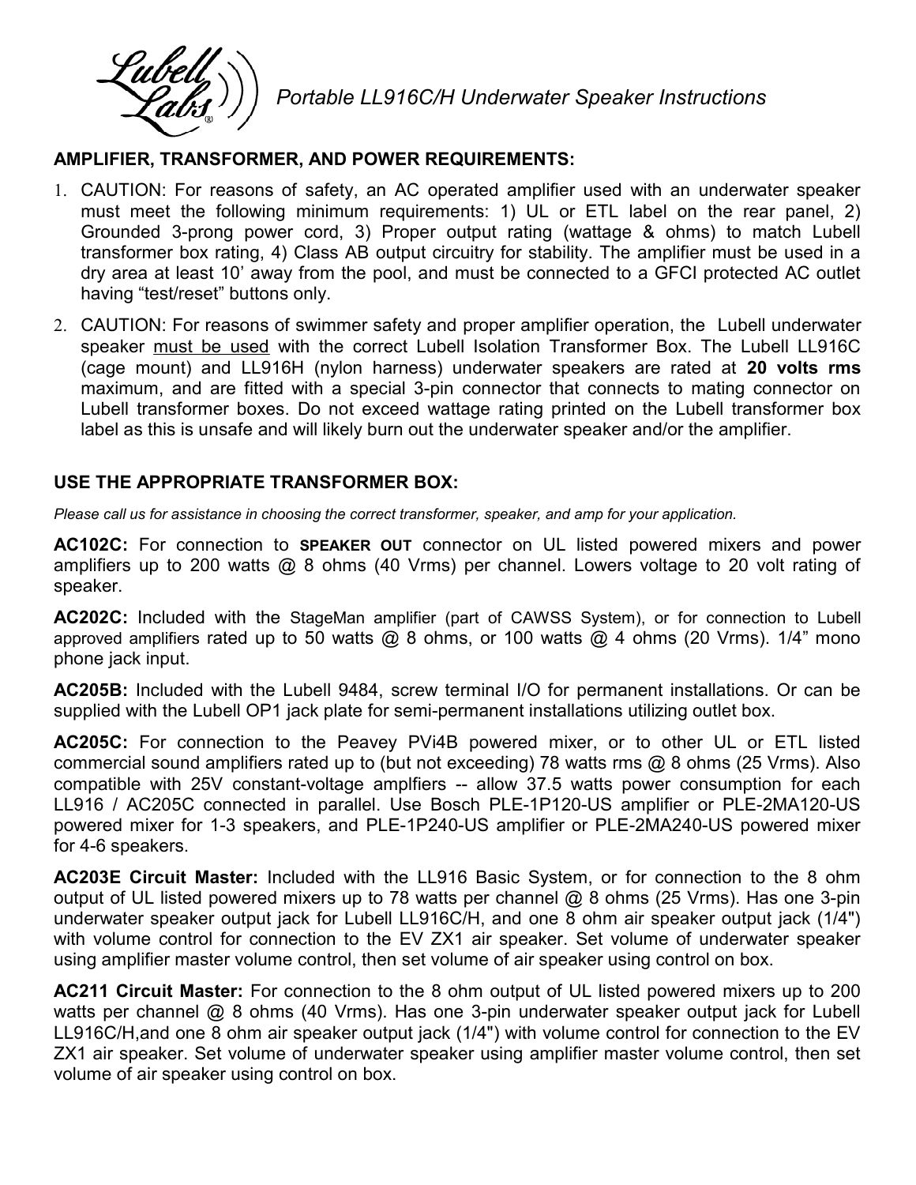# Portable LL916C/H Underwater Speaker Instructions

## AMPLIFIER, TRANSFORMER, AND POWER REQUIREMENTS:

1. CAUTION: For reasons of safety, an AC operated amplifier used with an underwater speaker must meet the following minimum requirements: 1) UL or ETL label on the rear panel, 2) Grounded 3-prong power cord, 3) Proper output rating (wattage & ohms) to match Lubell transformer box rating, 4) Class AB output circuitry for stability. The amplifier must be used in a dry area at least 10' away from the pool, and must be connected to a GFCI protected AC outlet having "test/reset" buttons only.
2. CAUTION: For reasons of swimmer safety and proper amplifier operation, the Lubell underwater speaker must be used with the correct Lubell Isolation Transformer Box. The Lubell LL916C (cage mount) and LL916H (nylon harness) underwater speakers are rated at **20 volts rms** maximum, and are fitted with a special 3-pin connector that connects to mating connector on Lubell transformer boxes. Do not exceed wattage rating printed on the Lubell transformer box label as this is unsafe and will likely burn out the underwater speaker and/or the amplifier.

## USE THE APPROPRIATE TRANSFORMER BOX:

*Please call us for assistance in choosing the correct transformer, speaker, and amp for your application.*

**AC102C:** For connection to **SPEAKER OUT** connector on UL listed powered mixers and power amplifiers up to 200 watts @ 8 ohms (40 Vrms) per channel. Lowers voltage to 20 volt rating of speaker.

**AC202C:** Included with the StageMan amplifier (part of CAWSS System), or for connection to Lubell approved amplifiers rated up to 50 watts @ 8 ohms, or 100 watts @ 4 ohms (20 Vrms). 1/4" mono phone jack input.

**AC205B:** Included with the Lubell 9484, screw terminal I/O for permanent installations. Or can be supplied with the Lubell OP1 jack plate for semi-permanent installations utilizing outlet box.

**AC205C:** For connection to the Peavey PVi4B powered mixer, or to other UL or ETL listed commercial sound amplifiers rated up to (but not exceeding) 78 watts rms @ 8 ohms (25 Vrms). Also compatible with 25V constant-voltage amplfiers -- allow 37.5 watts power consumption for each LL916 / AC205C connected in parallel. Use Bosch PLE-1P120-US amplifier or PLE-2MA120-US powered mixer for 1-3 speakers, and PLE-1P240-US amplifier or PLE-2MA240-US powered mixer for 4-6 speakers.

**AC203E Circuit Master:** Included with the LL916 Basic System, or for connection to the 8 ohm output of UL listed powered mixers up to 78 watts per channel @ 8 ohms (25 Vrms). Has one 3-pin underwater speaker output jack for Lubell LL916C/H, and one 8 ohm air speaker output jack (1/4") with volume control for connection to the EV ZX1 air speaker. Set volume of underwater speaker using amplifier master volume control, then set volume of air speaker using control on box.

**AC211 Circuit Master:** For connection to the 8 ohm output of UL listed powered mixers up to 200 watts per channel @ 8 ohms (40 Vrms). Has one 3-pin underwater speaker output jack for Lubell LL916C/H,and one 8 ohm air speaker output jack (1/4") with volume control for connection to the EV ZX1 air speaker. Set volume of underwater speaker using amplifier master volume control, then set volume of air speaker using control on box.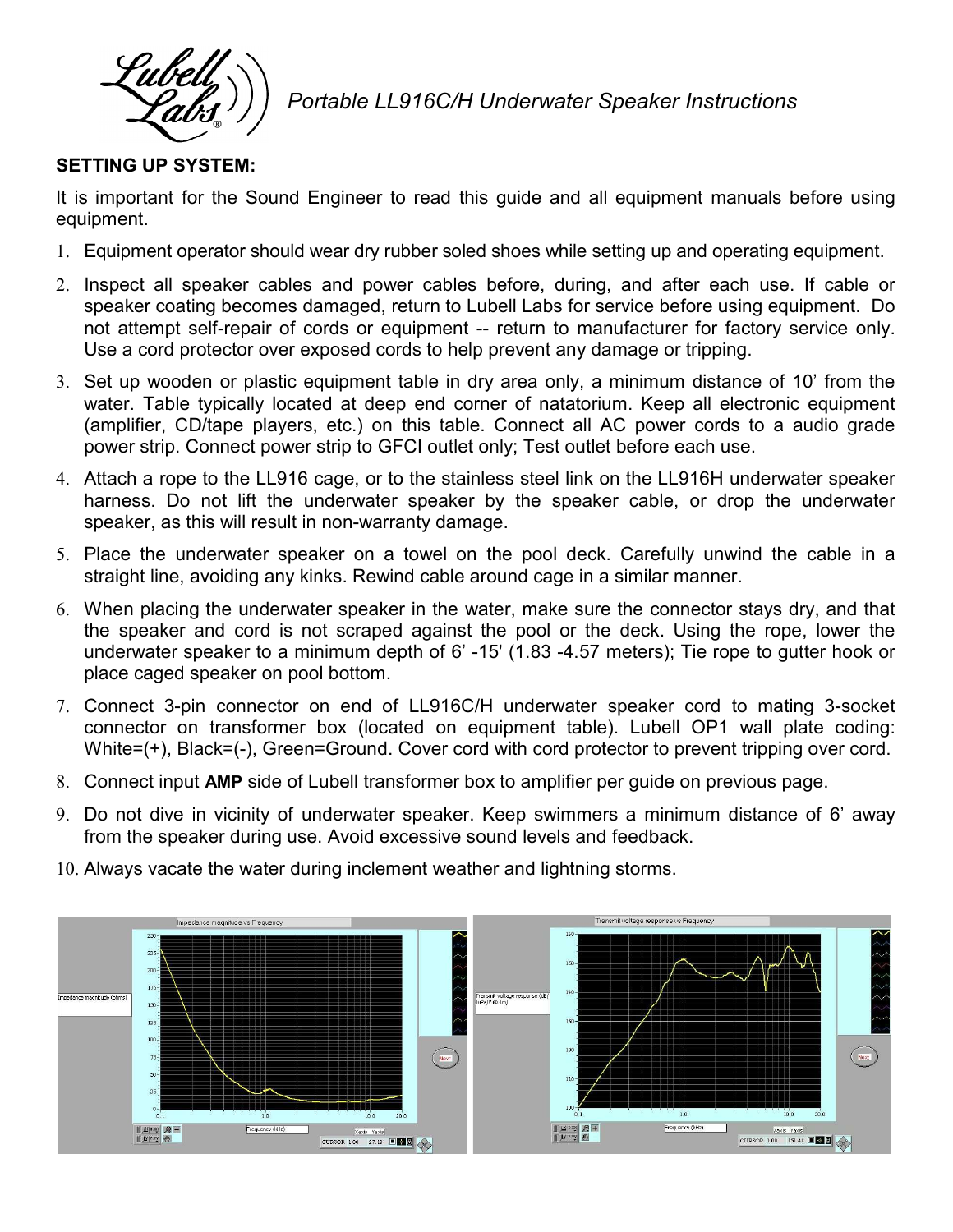Lubell Labs

*Portable LL916C/H Underwater Speaker Instructions*

**SETTING UP SYSTEM:**

It is important for the Sound Engineer to read this guide and all equipment manuals before using equipment.

1. Equipment operator should wear dry rubber soled shoes while setting up and operating equipment.
2. Inspect all speaker cables and power cables before, during, and after each use. If cable or speaker coating becomes damaged, return to Lubell Labs for service before using equipment. Do not attempt self-repair of cords or equipment -- return to manufacturer for factory service only. Use a cord protector over exposed cords to help prevent any damage or tripping.
3. Set up wooden or plastic equipment table in dry area only, a minimum distance of 10' from the water. Table typically located at deep end corner of natatorium. Keep all electronic equipment (amplifier, CD/tape players, etc.) on this table. Connect all AC power cords to a audio grade power strip. Connect power strip to GFCI outlet only; Test outlet before each use.
4. Attach a rope to the LL916 cage, or to the stainless steel link on the LL916H underwater speaker harness. Do not lift the underwater speaker by the speaker cable, or drop the underwater speaker, as this will result in non-warranty damage.
5. Place the underwater speaker on a towel on the pool deck. Carefully unwind the cable in a straight line, avoiding any kinks. Rewind cable around cage in a similar manner.
6. When placing the underwater speaker in the water, make sure the connector stays dry, and that the speaker and cord is not scraped against the pool or the deck. Using the rope, lower the underwater speaker to a minimum depth of 6' -15' (1.83 -4.57 meters); Tie rope to gutter hook or place caged speaker on pool bottom.
7. Connect 3-pin connector on end of LL916C/H underwater speaker cord to mating 3-socket connector on transformer box (located on equipment table). Lubell OP1 wall plate coding: White=(+), Black=(-), Green=Ground. Cover cord with cord protector to prevent tripping over cord.
8. Connect input **AMP** side of Lubell transformer box to amplifier per guide on previous page.
9. Do not dive in vicinity of underwater speaker. Keep swimmers a minimum distance of 6' away from the speaker during use. Avoid excessive sound levels and feedback.
10. Always vacate the water during inclement weather and lightning storms.

Impedance magnitude vs Frequency

Impedance magnitude (ohms)

250
225
200
175
150
125
100
75
50
25
0

0.1
1.0
10.0
20.0

Frequency (kHz)

CURSOR 1.00 27.12

Transmit voltage response vs Frequency

Transmit voltage response (dB) (uPa/V @ 1m)

160
150
140
130
120
110
100

0.1
1.0
10.0
20.0

Frequency (kHz)

CURSOR 1.00 151.44